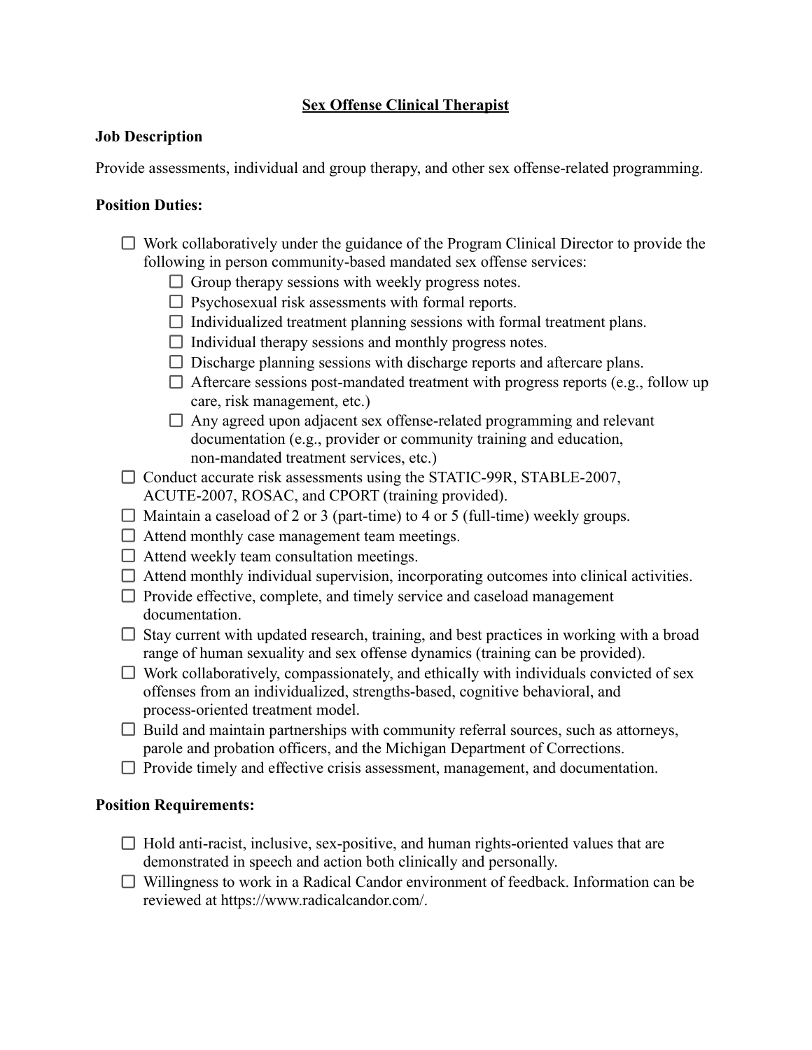# Sex Offense Clinical Therapist

**Job Description**

Provide assessments, individual and group therapy, and other sex offense-related programming.

**Position Duties:**

- [ ] Work collaboratively under the guidance of the Program Clinical Director to provide the following in person community-based mandated sex offense services:
  - [ ] Group therapy sessions with weekly progress notes.
  - [ ] Psychosexual risk assessments with formal reports.
  - [ ] Individualized treatment planning sessions with formal treatment plans.
  - [ ] Individual therapy sessions and monthly progress notes.
  - [ ] Discharge planning sessions with discharge reports and aftercare plans.
  - [ ] Aftercare sessions post-mandated treatment with progress reports (e.g., follow up care, risk management, etc.)
  - [ ] Any agreed upon adjacent sex offense-related programming and relevant documentation (e.g., provider or community training and education, non-mandated treatment services, etc.)
- [ ] Conduct accurate risk assessments using the STATIC-99R, STABLE-2007, ACUTE-2007, ROSAC, and CPORT (training provided).
- [ ] Maintain a caseload of 2 or 3 (part-time) to 4 or 5 (full-time) weekly groups.
- [ ] Attend monthly case management team meetings.
- [ ] Attend weekly team consultation meetings.
- [ ] Attend monthly individual supervision, incorporating outcomes into clinical activities.
- [ ] Provide effective, complete, and timely service and caseload management documentation.
- [ ] Stay current with updated research, training, and best practices in working with a broad range of human sexuality and sex offense dynamics (training can be provided).
- [ ] Work collaboratively, compassionately, and ethically with individuals convicted of sex offenses from an individualized, strengths-based, cognitive behavioral, and process-oriented treatment model.
- [ ] Build and maintain partnerships with community referral sources, such as attorneys, parole and probation officers, and the Michigan Department of Corrections.
- [ ] Provide timely and effective crisis assessment, management, and documentation.

**Position Requirements:**

- [ ] Hold anti-racist, inclusive, sex-positive, and human rights-oriented values that are demonstrated in speech and action both clinically and personally.
- [ ] Willingness to work in a Radical Candor environment of feedback. Information can be reviewed at https://www.radicalcandor.com/.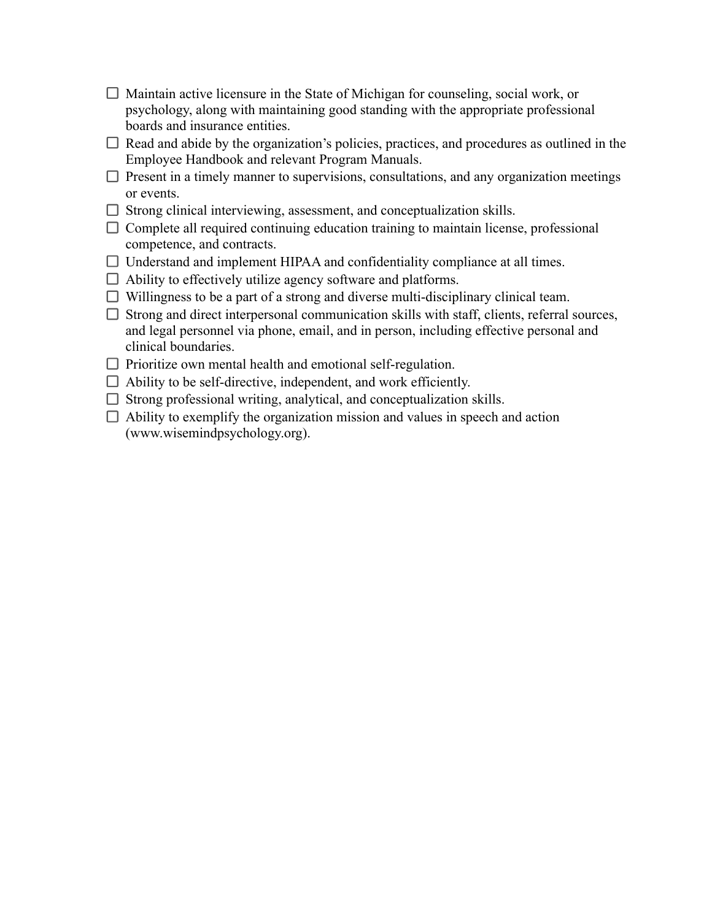- [ ] Maintain active licensure in the State of Michigan for counseling, social work, or psychology, along with maintaining good standing with the appropriate professional boards and insurance entities.
- [ ] Read and abide by the organization's policies, practices, and procedures as outlined in the Employee Handbook and relevant Program Manuals.
- [ ] Present in a timely manner to supervisions, consultations, and any organization meetings or events.
- [ ] Strong clinical interviewing, assessment, and conceptualization skills.
- [ ] Complete all required continuing education training to maintain license, professional competence, and contracts.
- [ ] Understand and implement HIPAA and confidentiality compliance at all times.
- [ ] Ability to effectively utilize agency software and platforms.
- [ ] Willingness to be a part of a strong and diverse multi-disciplinary clinical team.
- [ ] Strong and direct interpersonal communication skills with staff, clients, referral sources, and legal personnel via phone, email, and in person, including effective personal and clinical boundaries.
- [ ] Prioritize own mental health and emotional self-regulation.
- [ ] Ability to be self-directive, independent, and work efficiently.
- [ ] Strong professional writing, analytical, and conceptualization skills.
- [ ] Ability to exemplify the organization mission and values in speech and action (www.wisemindpsychology.org).